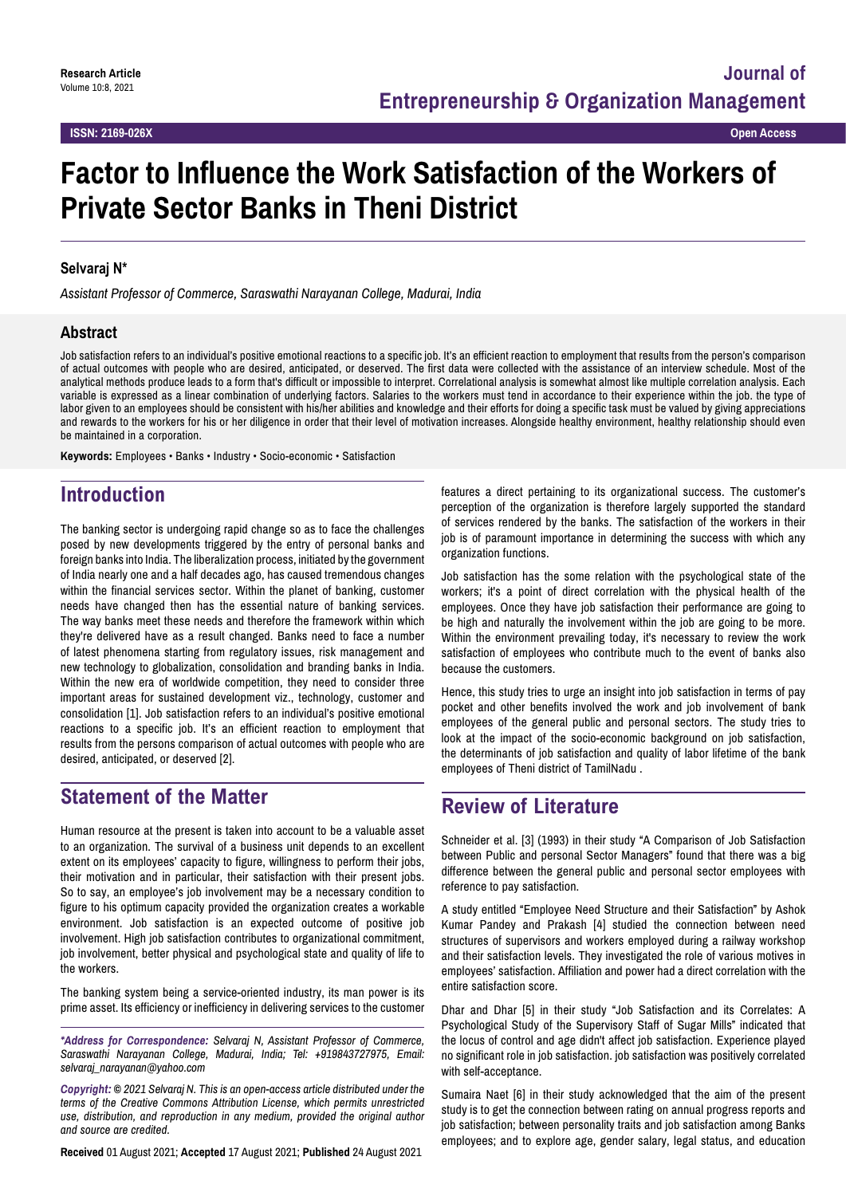Research Article

# Factor to Influence the Work Satisfaction of the Workers of Private Sector Banks in Theni District

**Selvaraj N***

*Assistant Professor of Commerce, Saraswathi Narayanan College, Madurai, India*

## Abstract

Job satisfaction refers to an individual's positive emotional reactions to a specific job. It's an efficient reaction to employment that results from the person's comparison of actual outcomes with people who are desired, anticipated, or deserved. The first data were collected with the assistance of an interview schedule. Most of the analytical methods produce leads to a form that's difficult or impossible to interpret. Correlational analysis is somewhat almost like multiple correlation analysis. Each variable is expressed as a linear combination of underlying factors. Salaries to the workers must tend in accordance to their experience within the job. the type of labor given to an employees should be consistent with his/her abilities and knowledge and their efforts for doing a specific task must be valued by giving appreciations and rewards to the workers for his or her diligence in order that their level of motivation increases. Alongside healthy environment, healthy relationship should even be maintained in a corporation.

**Keywords:** Employees • Banks • Industry • Socio-economic • Satisfaction

## Introduction

The banking sector is undergoing rapid change so as to face the challenges posed by new developments triggered by the entry of personal banks and foreign banks into India. The liberalization process, initiated by the government of India nearly one and a half decades ago, has caused tremendous changes within the financial services sector. Within the planet of banking, customer needs have changed then has the essential nature of banking services. The way banks meet these needs and therefore the framework within which they're delivered have as a result changed. Banks need to face a number of latest phenomena starting from regulatory issues, risk management and new technology to globalization, consolidation and branding banks in India. Within the new era of worldwide competition, they need to consider three important areas for sustained development viz., technology, customer and consolidation [1]. Job satisfaction refers to an individual's positive emotional reactions to a specific job. It's an efficient reaction to employment that results from the persons comparison of actual outcomes with people who are desired, anticipated, or deserved [2].

## Statement of the Matter

Human resource at the present is taken into account to be a valuable asset to an organization. The survival of a business unit depends to an excellent extent on its employees' capacity to figure, willingness to perform their jobs, their motivation and in particular, their satisfaction with their present jobs. So to say, an employee's job involvement may be a necessary condition to figure to his optimum capacity provided the organization creates a workable environment. Job satisfaction is an expected outcome of positive job involvement. High job satisfaction contributes to organizational commitment, job involvement, better physical and psychological state and quality of life to the workers.

The banking system being a service-oriented industry, its man power is its prime asset. Its efficiency or inefficiency in delivering services to the customer features a direct pertaining to its organizational success. The customer's perception of the organization is therefore largely supported the standard of services rendered by the banks. The satisfaction of the workers in their job is of paramount importance in determining the success with which any organization functions.

Job satisfaction has the some relation with the psychological state of the workers; it's a point of direct correlation with the physical health of the employees. Once they have job satisfaction their performance are going to be high and naturally the involvement within the job are going to be more. Within the environment prevailing today, it's necessary to review the work satisfaction of employees who contribute much to the event of banks also because the customers.

Hence, this study tries to urge an insight into job satisfaction in terms of pay pocket and other benefits involved the work and job involvement of bank employees of the general public and personal sectors. The study tries to look at the impact of the socio-economic background on job satisfaction, the determinants of job satisfaction and quality of labor lifetime of the bank employees of Theni district of TamilNadu .

## Review of Literature

Schneider et al. [3] (1993) in their study "A Comparison of Job Satisfaction between Public and personal Sector Managers" found that there was a big difference between the general public and personal sector employees with reference to pay satisfaction.

A study entitled "Employee Need Structure and their Satisfaction" by Ashok Kumar Pandey and Prakash [4] studied the connection between need structures of supervisors and workers employed during a railway workshop and their satisfaction levels. They investigated the role of various motives in employees' satisfaction. Affiliation and power had a direct correlation with the entire satisfaction score.

Dhar and Dhar [5] in their study "Job Satisfaction and its Correlates: A Psychological Study of the Supervisory Staff of Sugar Mills" indicated that the locus of control and age didn't affect job satisfaction. Experience played no significant role in job satisfaction. job satisfaction was positively correlated with self-acceptance.

Sumaira Naet [6] in their study acknowledged that the aim of the present study is to get the connection between rating on annual progress reports and job satisfaction; between personality traits and job satisfaction among Banks employees; and to explore age, gender salary, legal status, and education

*\*Address for Correspondence: Selvaraj N, Assistant Professor of Commerce, Saraswathi Narayanan College, Madurai, India; Tel: +919843727975, Email: selvaraj_narayanan@yahoo.com*

*Copyright: © 2021 Selvaraj N. This is an open-access article distributed under the terms of the Creative Commons Attribution License, which permits unrestricted use, distribution, and reproduction in any medium, provided the original author and source are credited.*

**Received** 01 August 2021; **Accepted** 17 August 2021; **Published** 24 August 2021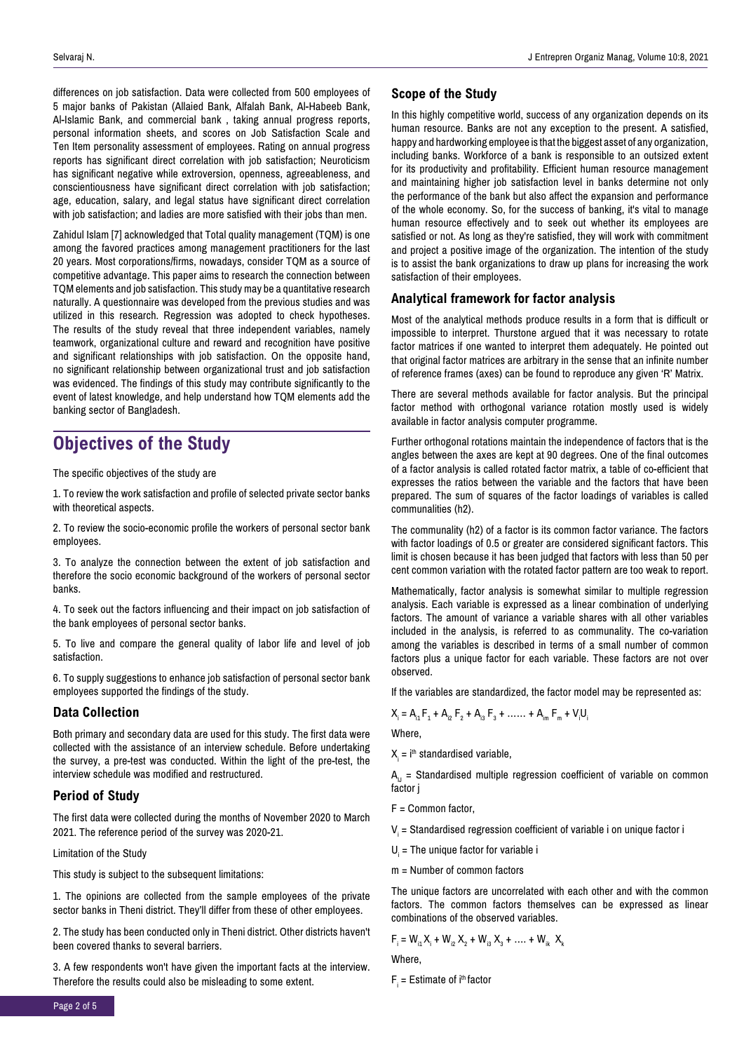differences on job satisfaction. Data were collected from 500 employees of 5 major banks of Pakistan (Allaied Bank, Alfalah Bank, Al-Habeeb Bank, Al-Islamic Bank, and commercial bank , taking annual progress reports, personal information sheets, and scores on Job Satisfaction Scale and Ten Item personality assessment of employees. Rating on annual progress reports has significant direct correlation with job satisfaction; Neuroticism has significant negative while extroversion, openness, agreeableness, and conscientiousness have significant direct correlation with job satisfaction; age, education, salary, and legal status have significant direct correlation with job satisfaction; and ladies are more satisfied with their jobs than men.

Zahidul Islam [7] acknowledged that Total quality management (TQM) is one among the favored practices among management practitioners for the last 20 years. Most corporations/firms, nowadays, consider TQM as a source of competitive advantage. This paper aims to research the connection between TQM elements and job satisfaction. This study may be a quantitative research naturally. A questionnaire was developed from the previous studies and was utilized in this research. Regression was adopted to check hypotheses. The results of the study reveal that three independent variables, namely teamwork, organizational culture and reward and recognition have positive and significant relationships with job satisfaction. On the opposite hand, no significant relationship between organizational trust and job satisfaction was evidenced. The findings of this study may contribute significantly to the event of latest knowledge, and help understand how TQM elements add the banking sector of Bangladesh.

## Objectives of the Study

The specific objectives of the study are

1. To review the work satisfaction and profile of selected private sector banks with theoretical aspects.

2. To review the socio-economic profile the workers of personal sector bank employees.

3. To analyze the connection between the extent of job satisfaction and therefore the socio economic background of the workers of personal sector banks.

4. To seek out the factors influencing and their impact on job satisfaction of the bank employees of personal sector banks.

5. To live and compare the general quality of labor life and level of job satisfaction.

6. To supply suggestions to enhance job satisfaction of personal sector bank employees supported the findings of the study.

### Data Collection

Both primary and secondary data are used for this study. The first data were collected with the assistance of an interview schedule. Before undertaking the survey, a pre-test was conducted. Within the light of the pre-test, the interview schedule was modified and restructured.

### Period of Study

The first data were collected during the months of November 2020 to March 2021. The reference period of the survey was 2020-21.

Limitation of the Study

This study is subject to the subsequent limitations:

1. The opinions are collected from the sample employees of the private sector banks in Theni district. They'll differ from these of other employees.

2. The study has been conducted only in Theni district. Other districts haven't been covered thanks to several barriers.

3. A few respondents won't have given the important facts at the interview. Therefore the results could also be misleading to some extent.

### Scope of the Study

In this highly competitive world, success of any organization depends on its human resource. Banks are not any exception to the present. A satisfied, happy and hardworking employee is that the biggest asset of any organization, including banks. Workforce of a bank is responsible to an outsized extent for its productivity and profitability. Efficient human resource management and maintaining higher job satisfaction level in banks determine not only the performance of the bank but also affect the expansion and performance of the whole economy. So, for the success of banking, it's vital to manage human resource effectively and to seek out whether its employees are satisfied or not. As long as they're satisfied, they will work with commitment and project a positive image of the organization. The intention of the study is to assist the bank organizations to draw up plans for increasing the work satisfaction of their employees.

### Analytical framework for factor analysis

Most of the analytical methods produce results in a form that is difficult or impossible to interpret. Thurstone argued that it was necessary to rotate factor matrices if one wanted to interpret them adequately. He pointed out that original factor matrices are arbitrary in the sense that an infinite number of reference frames (axes) can be found to reproduce any given 'R' Matrix.

There are several methods available for factor analysis. But the principal factor method with orthogonal variance rotation mostly used is widely available in factor analysis computer programme.

Further orthogonal rotations maintain the independence of factors that is the angles between the axes are kept at 90 degrees. One of the final outcomes of a factor analysis is called rotated factor matrix, a table of co-efficient that expresses the ratios between the variable and the factors that have been prepared. The sum of squares of the factor loadings of variables is called communalities (h2).

The communality (h2) of a factor is its common factor variance. The factors with factor loadings of 0.5 or greater are considered significant factors. This limit is chosen because it has been judged that factors with less than 50 per cent common variation with the rotated factor pattern are too weak to report.

Mathematically, factor analysis is somewhat similar to multiple regression analysis. Each variable is expressed as a linear combination of underlying factors. The amount of variance a variable shares with all other variables included in the analysis, is referred to as communality. The co-variation among the variables is described in terms of a small number of common factors plus a unique factor for each variable. These factors are not over observed.

If the variables are standardized, the factor model may be represented as:

$$X_i = A_{i1} F_1 + A_{i2} F_2 + A_{i3} F_3 + \ldots\ldots + A_{im} F_m + V_i U_i$$

Where,

$X_i$ = $i^{th}$ standardised variable,

$A_{ij}$ = Standardised multiple regression coefficient of variable on common factor j

F = Common factor,

$V_i$ = Standardised regression coefficient of variable i on unique factor i

$U_i$ = The unique factor for variable i

m = Number of common factors

The unique factors are uncorrelated with each other and with the common factors. The common factors themselves can be expressed as linear combinations of the observed variables.

$$F_i = W_{i1} X_1 + W_{i2} X_2 + W_{i3} X_3 + \ldots. + W_{ik} X_k$$

Where,

$F_i$ = Estimate of $i^{th}$ factor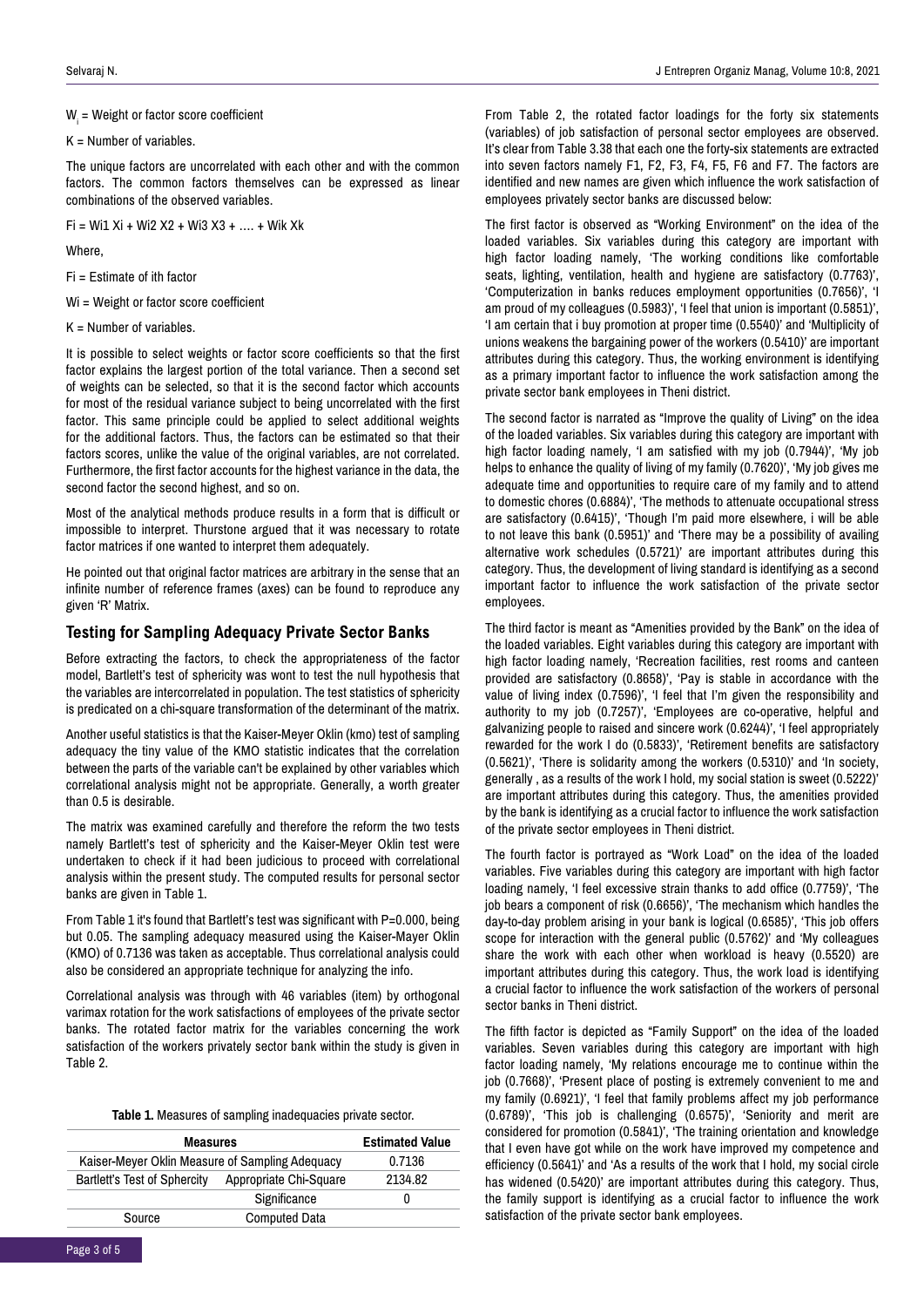$W_i$ = Weight or factor score coefficient

K = Number of variables.

The unique factors are uncorrelated with each other and with the common factors. The common factors themselves can be expressed as linear combinations of the observed variables.

$$Fi = Wi1\ Xi + Wi2\ X2 + Wi3\ X3 + \ldots + Wik\ Xk$$

Where,

Fi = Estimate of ith factor

Wi = Weight or factor score coefficient

K = Number of variables.

It is possible to select weights or factor score coefficients so that the first factor explains the largest portion of the total variance. Then a second set of weights can be selected, so that it is the second factor which accounts for most of the residual variance subject to being uncorrelated with the first factor. This same principle could be applied to select additional weights for the additional factors. Thus, the factors can be estimated so that their factors scores, unlike the value of the original variables, are not correlated. Furthermore, the first factor accounts for the highest variance in the data, the second factor the second highest, and so on.

Most of the analytical methods produce results in a form that is difficult or impossible to interpret. Thurstone argued that it was necessary to rotate factor matrices if one wanted to interpret them adequately.

He pointed out that original factor matrices are arbitrary in the sense that an infinite number of reference frames (axes) can be found to reproduce any given 'R' Matrix.

## Testing for Sampling Adequacy Private Sector Banks

Before extracting the factors, to check the appropriateness of the factor model, Bartlett's test of sphericity was wont to test the null hypothesis that the variables are intercorrelated in population. The test statistics of sphericity is predicated on a chi-square transformation of the determinant of the matrix.

Another useful statistics is that the Kaiser-Meyer Oklin (kmo) test of sampling adequacy the tiny value of the KMO statistic indicates that the correlation between the parts of the variable can't be explained by other variables which correlational analysis might not be appropriate. Generally, a worth greater than 0.5 is desirable.

The matrix was examined carefully and therefore the reform the two tests namely Bartlett's test of sphericity and the Kaiser-Meyer Oklin test were undertaken to check if it had been judicious to proceed with correlational analysis within the present study. The computed results for personal sector banks are given in Table 1.

From Table 1 it's found that Bartlett's test was significant with P=0.000, being but 0.05. The sampling adequacy measured using the Kaiser-Mayer Oklin (KMO) of 0.7136 was taken as acceptable. Thus correlational analysis could also be considered an appropriate technique for analyzing the info.

Correlational analysis was through with 46 variables (item) by orthogonal varimax rotation for the work satisfactions of employees of the private sector banks. The rotated factor matrix for the variables concerning the work satisfaction of the workers privately sector bank within the study is given in Table 2.

**Table 1.** Measures of sampling inadequacies private sector.

| Measures | | Estimated Value |
|---|---|---|
| Kaiser-Meyer Oklin Measure of Sampling Adequacy | | 0.7136 |
| Bartlett's Test of Spherclty | Appropriate Chi-Square | 2134.82 |
| | Significance | 0 |
| Source | Computed Data | |

From Table 2, the rotated factor loadings for the forty six statements (variables) of job satisfaction of personal sector employees are observed. It's clear from Table 3.38 that each one the forty-six statements are extracted into seven factors namely F1, F2, F3, F4, F5, F6 and F7. The factors are identified and new names are given which influence the work satisfaction of employees privately sector banks are discussed below:

The first factor is observed as "Working Environment" on the idea of the loaded variables. Six variables during this category are important with high factor loading namely, 'The working conditions like comfortable seats, lighting, ventilation, health and hygiene are satisfactory (0.7763)', 'Computerization in banks reduces employment opportunities (0.7656)', 'I am proud of my colleagues (0.5983)', 'I feel that union is important (0.5851)', 'I am certain that i buy promotion at proper time (0.5540)' and 'Multiplicity of unions weakens the bargaining power of the workers (0.5410)' are important attributes during this category. Thus, the working environment is identifying as a primary important factor to influence the work satisfaction among the private sector bank employees in Theni district.

The second factor is narrated as "Improve the quality of Living" on the idea of the loaded variables. Six variables during this category are important with high factor loading namely, 'I am satisfied with my job (0.7944)', 'My job helps to enhance the quality of living of my family (0.7620)', 'My job gives me adequate time and opportunities to require care of my family and to attend to domestic chores (0.6884)', 'The methods to attenuate occupational stress are satisfactory (0.6415)', 'Though I'm paid more elsewhere, i will be able to not leave this bank (0.5951)' and 'There may be a possibility of availing alternative work schedules (0.5721)' are important attributes during this category. Thus, the development of living standard is identifying as a second important factor to influence the work satisfaction of the private sector employees.

The third factor is meant as "Amenities provided by the Bank" on the idea of the loaded variables. Eight variables during this category are important with high factor loading namely, 'Recreation facilities, rest rooms and canteen provided are satisfactory (0.8658)', 'Pay is stable in accordance with the value of living index (0.7596)', 'I feel that I'm given the responsibility and authority to my job (0.7257)', 'Employees are co-operative, helpful and galvanizing people to raised and sincere work (0.6244)', 'I feel appropriately rewarded for the work I do (0.5833)', 'Retirement benefits are satisfactory (0.5621)', 'There is solidarity among the workers (0.5310)' and 'In society, generally , as a results of the work I hold, my social station is sweet (0.5222)' are important attributes during this category. Thus, the amenities provided by the bank is identifying as a crucial factor to influence the work satisfaction of the private sector employees in Theni district.

The fourth factor is portrayed as "Work Load" on the idea of the loaded variables. Five variables during this category are important with high factor loading namely, 'I feel excessive strain thanks to add office (0.7759)', 'The job bears a component of risk (0.6656)', 'The mechanism which handles the day-to-day problem arising in your bank is logical (0.6585)', 'This job offers scope for interaction with the general public (0.5762)' and 'My colleagues share the work with each other when workload is heavy (0.5520) are important attributes during this category. Thus, the work load is identifying a crucial factor to influence the work satisfaction of the workers of personal sector banks in Theni district.

The fifth factor is depicted as "Family Support" on the idea of the loaded variables. Seven variables during this category are important with high factor loading namely, 'My relations encourage me to continue within the job (0.7668)', 'Present place of posting is extremely convenient to me and my family (0.6921)', 'I feel that family problems affect my job performance (0.6789)', 'This job is challenging (0.6575)', 'Seniority and merit are considered for promotion (0.5841)', 'The training orientation and knowledge that I even have got while on the work have improved my competence and efficiency (0.5641)' and 'As a results of the work that I hold, my social circle has widened (0.5420)' are important attributes during this category. Thus, the family support is identifying as a crucial factor to influence the work satisfaction of the private sector bank employees.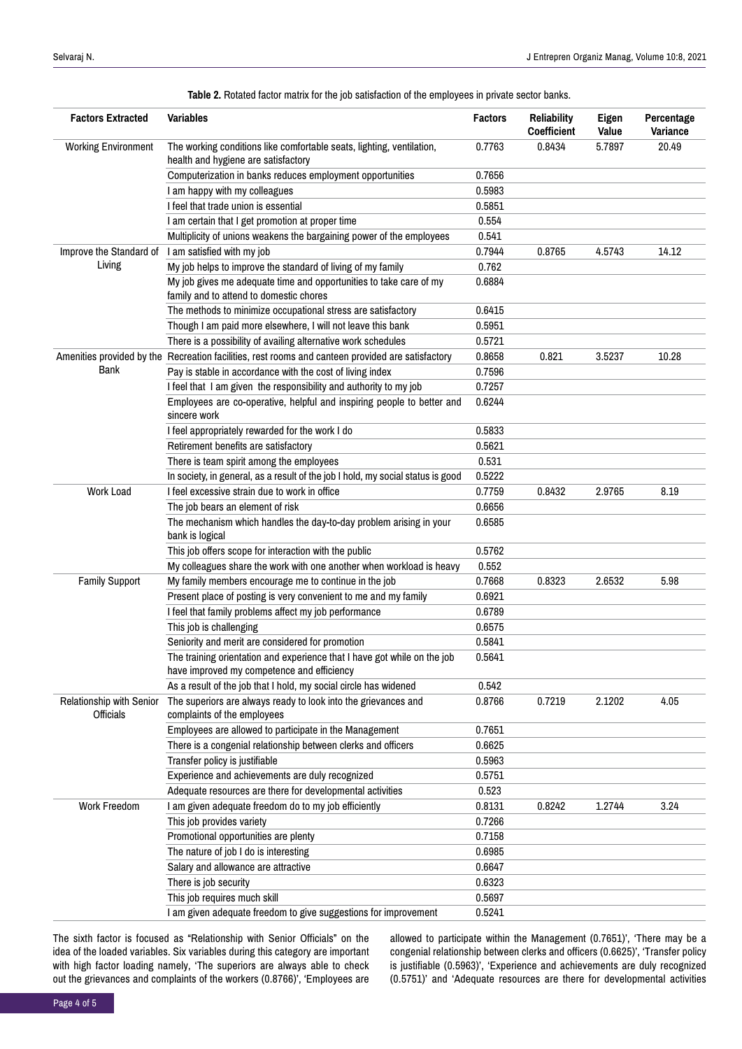**Table 2.** Rotated factor matrix for the job satisfaction of the employees in private sector banks.

| Factors Extracted | Variables | Factors | Reliability Coefficient | Eigen Value | Percentage Variance |
|---|---|---|---|---|---|
| Working Environment | The working conditions like comfortable seats, lighting, ventilation, health and hygiene are satisfactory | 0.7763 | 0.8434 | 5.7897 | 20.49 |
| | Computerization in banks reduces employment opportunities | 0.7656 | | | |
| | I am happy with my colleagues | 0.5983 | | | |
| | I feel that trade union is essential | 0.5851 | | | |
| | I am certain that I get promotion at proper time | 0.554 | | | |
| | Multiplicity of unions weakens the bargaining power of the employees | 0.541 | | | |
| Improve the Standard of Living | I am satisfied with my job | 0.7944 | 0.8765 | 4.5743 | 14.12 |
| | My job helps to improve the standard of living of my family | 0.762 | | | |
| | My job gives me adequate time and opportunities to take care of my family and to attend to domestic chores | 0.6884 | | | |
| | The methods to minimize occupational stress are satisfactory | 0.6415 | | | |
| | Though I am paid more elsewhere, I will not leave this bank | 0.5951 | | | |
| | There is a possibility of availing alternative work schedules | 0.5721 | | | |
| Amenities provided by the Bank | Recreation facilities, rest rooms and canteen provided are satisfactory | 0.8658 | 0.821 | 3.5237 | 10.28 |
| | Pay is stable in accordance with the cost of living index | 0.7596 | | | |
| | I feel that I am given the responsibility and authority to my job | 0.7257 | | | |
| | Employees are co-operative, helpful and inspiring people to better and sincere work | 0.6244 | | | |
| | I feel appropriately rewarded for the work I do | 0.5833 | | | |
| | Retirement benefits are satisfactory | 0.5621 | | | |
| | There is team spirit among the employees | 0.531 | | | |
| | In society, in general, as a result of the job I hold, my social status is good | 0.5222 | | | |
| Work Load | I feel excessive strain due to work in office | 0.7759 | 0.8432 | 2.9765 | 8.19 |
| | The job bears an element of risk | 0.6656 | | | |
| | The mechanism which handles the day-to-day problem arising in your bank is logical | 0.6585 | | | |
| | This job offers scope for interaction with the public | 0.5762 | | | |
| | My colleagues share the work with one another when workload is heavy | 0.552 | | | |
| Family Support | My family members encourage me to continue in the job | 0.7668 | 0.8323 | 2.6532 | 5.98 |
| | Present place of posting is very convenient to me and my family | 0.6921 | | | |
| | I feel that family problems affect my job performance | 0.6789 | | | |
| | This job is challenging | 0.6575 | | | |
| | Seniority and merit are considered for promotion | 0.5841 | | | |
| | The training orientation and experience that I have got while on the job have improved my competence and efficiency | 0.5641 | | | |
| | As a result of the job that I hold, my social circle has widened | 0.542 | | | |
| Relationship with Senior Officials | The superiors are always ready to look into the grievances and complaints of the employees | 0.8766 | 0.7219 | 2.1202 | 4.05 |
| | Employees are allowed to participate in the Management | 0.7651 | | | |
| | There is a congenial relationship between clerks and officers | 0.6625 | | | |
| | Transfer policy is justifiable | 0.5963 | | | |
| | Experience and achievements are duly recognized | 0.5751 | | | |
| | Adequate resources are there for developmental activities | 0.523 | | | |
| Work Freedom | I am given adequate freedom do to my job efficiently | 0.8131 | 0.8242 | 1.2744 | 3.24 |
| | This job provides variety | 0.7266 | | | |
| | Promotional opportunities are plenty | 0.7158 | | | |
| | The nature of job I do is interesting | 0.6985 | | | |
| | Salary and allowance are attractive | 0.6647 | | | |
| | There is job security | 0.6323 | | | |
| | This job requires much skill | 0.5697 | | | |
| | I am given adequate freedom to give suggestions for improvement | 0.5241 | | | |

The sixth factor is focused as "Relationship with Senior Officials" on the idea of the loaded variables. Six variables during this category are important with high factor loading namely, 'The superiors are always able to check out the grievances and complaints of the workers (0.8766)', 'Employees are allowed to participate within the Management (0.7651)', 'There may be a congenial relationship between clerks and officers (0.6625)', 'Transfer policy is justifiable (0.5963)', 'Experience and achievements are duly recognized (0.5751)' and 'Adequate resources are there for developmental activities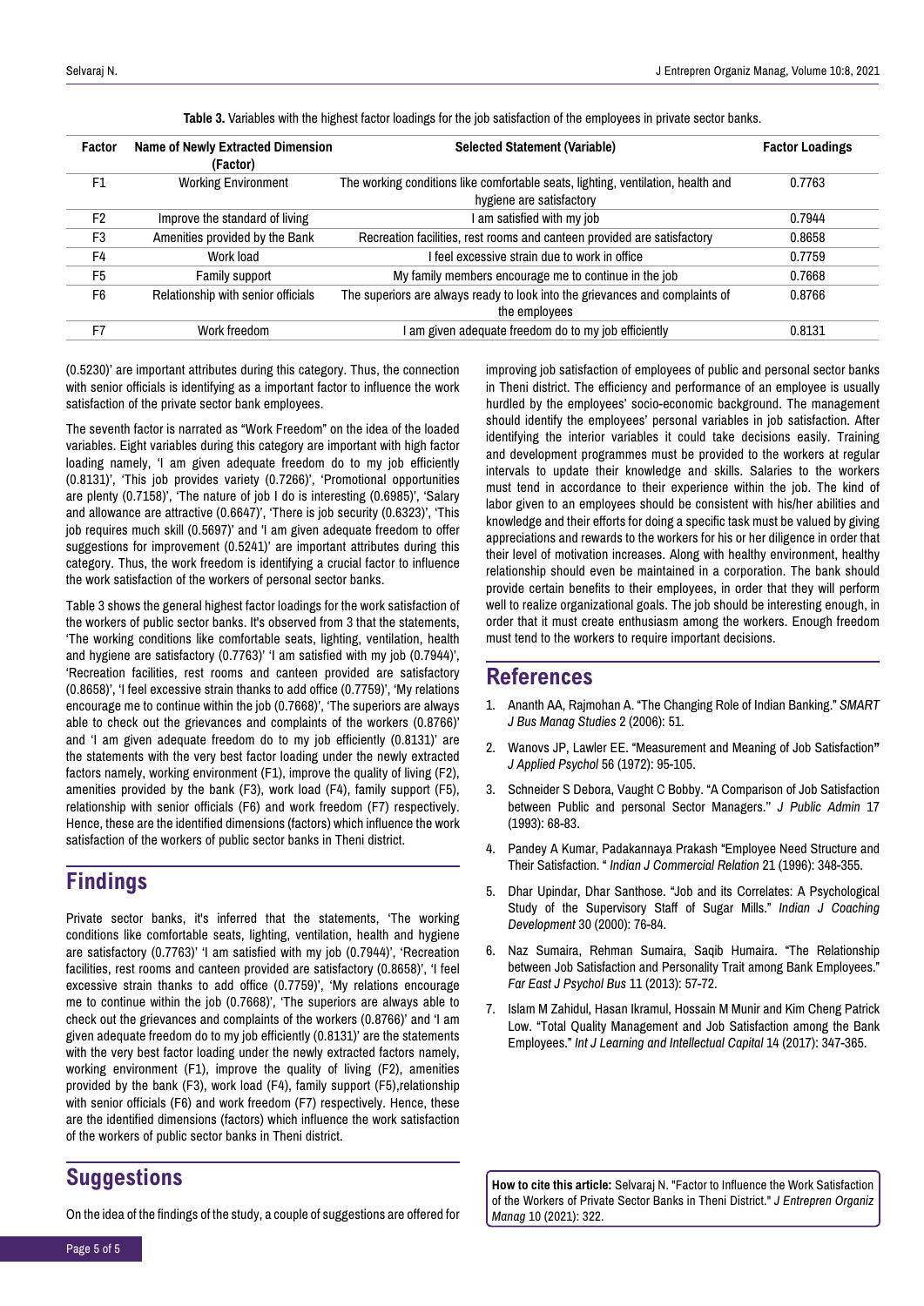**Table 3.** Variables with the highest factor loadings for the job satisfaction of the employees in private sector banks.

| Factor | Name of Newly Extracted Dimension (Factor) | Selected Statement (Variable) | Factor Loadings |
|---|---|---|---|
| F1 | Working Environment | The working conditions like comfortable seats, lighting, ventilation, health and hygiene are satisfactory | 0.7763 |
| F2 | Improve the standard of living | I am satisfied with my job | 0.7944 |
| F3 | Amenities provided by the Bank | Recreation facilities, rest rooms and canteen provided are satisfactory | 0.8658 |
| F4 | Work load | I feel excessive strain due to work in office | 0.7759 |
| F5 | Family support | My family members encourage me to continue in the job | 0.7668 |
| F6 | Relationship with senior officials | The superiors are always ready to look into the grievances and complaints of the employees | 0.8766 |
| F7 | Work freedom | I am given adequate freedom do to my job efficiently | 0.8131 |

(0.5230)' are important attributes during this category. Thus, the connection with senior officials is identifying as a important factor to influence the work satisfaction of the private sector bank employees.

The seventh factor is narrated as "Work Freedom" on the idea of the loaded variables. Eight variables during this category are important with high factor loading namely, 'I am given adequate freedom do to my job efficiently (0.8131)', 'This job provides variety (0.7266)', 'Promotional opportunities are plenty (0.7158)', 'The nature of job I do is interesting (0.6985)', 'Salary and allowance are attractive (0.6647)', 'There is job security (0.6323)', 'This job requires much skill (0.5697)' and 'I am given adequate freedom to offer suggestions for improvement (0.5241)' are important attributes during this category. Thus, the work freedom is identifying a crucial factor to influence the work satisfaction of the workers of personal sector banks.

Table 3 shows the general highest factor loadings for the work satisfaction of the workers of public sector banks. It's observed from 3 that the statements, 'The working conditions like comfortable seats, lighting, ventilation, health and hygiene are satisfactory (0.7763)' 'I am satisfied with my job (0.7944)', 'Recreation facilities, rest rooms and canteen provided are satisfactory (0.8658)', 'I feel excessive strain thanks to add office (0.7759)', 'My relations encourage me to continue within the job (0.7668)', 'The superiors are always able to check out the grievances and complaints of the workers (0.8766)' and 'I am given adequate freedom do to my job efficiently (0.8131)' are the statements with the very best factor loading under the newly extracted factors namely, working environment (F1), improve the quality of living (F2), amenities provided by the bank (F3), work load (F4), family support (F5), relationship with senior officials (F6) and work freedom (F7) respectively. Hence, these are the identified dimensions (factors) which influence the work satisfaction of the workers of public sector banks in Theni district.

## Findings

Private sector banks, it's inferred that the statements, 'The working conditions like comfortable seats, lighting, ventilation, health and hygiene are satisfactory (0.7763)' 'I am satisfied with my job (0.7944)', 'Recreation facilities, rest rooms and canteen provided are satisfactory (0.8658)', 'I feel excessive strain thanks to add office (0.7759)', 'My relations encourage me to continue within the job (0.7668)', 'The superiors are always able to check out the grievances and complaints of the workers (0.8766)' and 'I am given adequate freedom do to my job efficiently (0.8131)' are the statements with the very best factor loading under the newly extracted factors namely, working environment (F1), improve the quality of living (F2), amenities provided by the bank (F3), work load (F4), family support (F5),relationship with senior officials (F6) and work freedom (F7) respectively. Hence, these are the identified dimensions (factors) which influence the work satisfaction of the workers of public sector banks in Theni district.

## Suggestions

On the idea of the findings of the study, a couple of suggestions are offered for improving job satisfaction of employees of public and personal sector banks in Theni district. The efficiency and performance of an employee is usually hurdled by the employees' socio-economic background. The management should identify the employees' personal variables in job satisfaction. After identifying the interior variables it could take decisions easily. Training and development programmes must be provided to the workers at regular intervals to update their knowledge and skills. Salaries to the workers must tend in accordance to their experience within the job. The kind of labor given to an employees should be consistent with his/her abilities and knowledge and their efforts for doing a specific task must be valued by giving appreciations and rewards to the workers for his or her diligence in order that their level of motivation increases. Along with healthy environment, healthy relationship should even be maintained in a corporation. The bank should provide certain benefits to their employees, in order that they will perform well to realize organizational goals. The job should be interesting enough, in order that it must create enthusiasm among the workers. Enough freedom must tend to the workers to require important decisions.

## References

1. Ananth AA, Rajmohan A. "The Changing Role of Indian Banking." *SMART J Bus Manag Studies* 2 (2006): 51.
2. Wanovs JP, Lawler EE. "Measurement and Meaning of Job Satisfaction" *J Applied Psychol* 56 (1972): 95-105.
3. Schneider S Debora, Vaught C Bobby. "A Comparison of Job Satisfaction between Public and personal Sector Managers." *J Public Admin* 17 (1993): 68-83.
4. Pandey A Kumar, Padakannaya Prakash "Employee Need Structure and Their Satisfaction. " *Indian J Commercial Relation* 21 (1996): 348-355.
5. Dhar Upindar, Dhar Santhose. "Job and its Correlates: A Psychological Study of the Supervisory Staff of Sugar Mills." *Indian J Coaching Development* 30 (2000): 76-84.
6. Naz Sumaira, Rehman Sumaira, Saqib Humaira. "The Relationship between Job Satisfaction and Personality Trait among Bank Employees." *Far East J Psychol Bus* 11 (2013): 57-72.
7. Islam M Zahidul, Hasan Ikramul, Hossain M Munir and Kim Cheng Patrick Low. "Total Quality Management and Job Satisfaction among the Bank Employees." *Int J Learning and Intellectual Capital* 14 (2017): 347-365.

**How to cite this article:** Selvaraj N. "Factor to Influence the Work Satisfaction of the Workers of Private Sector Banks in Theni District." *J Entrepren Organiz Manag* 10 (2021): 322.